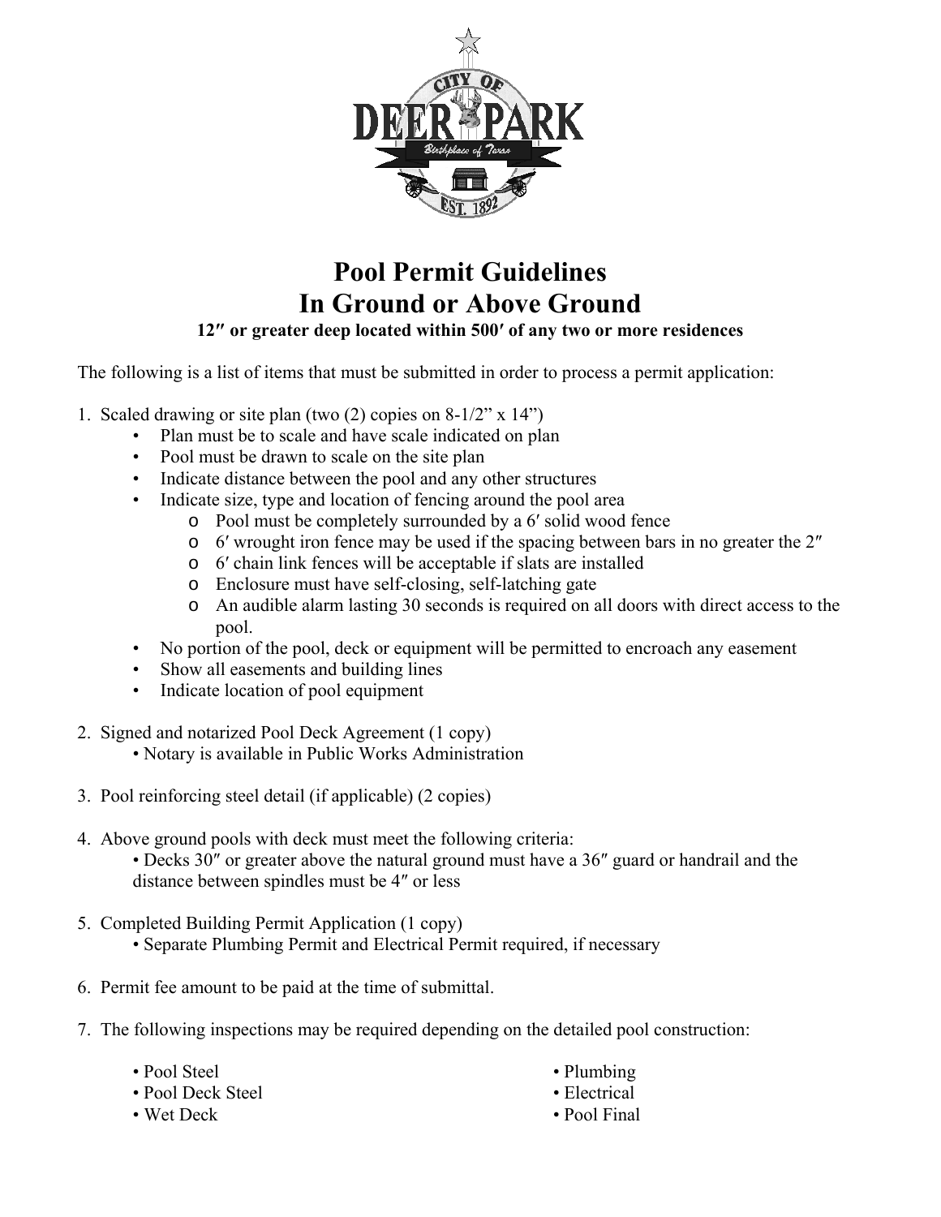# Pool Permit Guidelines
# In Ground or Above Ground

**12″ or greater deep located within 500′ of any two or more residences**

The following is a list of items that must be submitted in order to process a permit application:

1. Scaled drawing or site plan (two (2) copies on 8-1/2" x 14")
   - Plan must be to scale and have scale indicated on plan
   - Pool must be drawn to scale on the site plan
   - Indicate distance between the pool and any other structures
   - Indicate size, type and location of fencing around the pool area
     - Pool must be completely surrounded by a 6′ solid wood fence
     - 6′ wrought iron fence may be used if the spacing between bars in no greater the 2″
     - 6′ chain link fences will be acceptable if slats are installed
     - Enclosure must have self-closing, self-latching gate
     - An audible alarm lasting 30 seconds is required on all doors with direct access to the pool.
   - No portion of the pool, deck or equipment will be permitted to encroach any easement
   - Show all easements and building lines
   - Indicate location of pool equipment

2. Signed and notarized Pool Deck Agreement (1 copy)
   - Notary is available in Public Works Administration

3. Pool reinforcing steel detail (if applicable) (2 copies)

4. Above ground pools with deck must meet the following criteria:
   - Decks 30″ or greater above the natural ground must have a 36″ guard or handrail and the distance between spindles must be 4″ or less

5. Completed Building Permit Application (1 copy)
   - Separate Plumbing Permit and Electrical Permit required, if necessary

6. Permit fee amount to be paid at the time of submittal.

7. The following inspections may be required depending on the detailed pool construction:
   - Pool Steel
   - Pool Deck Steel
   - Wet Deck
   - Plumbing
   - Electrical
   - Pool Final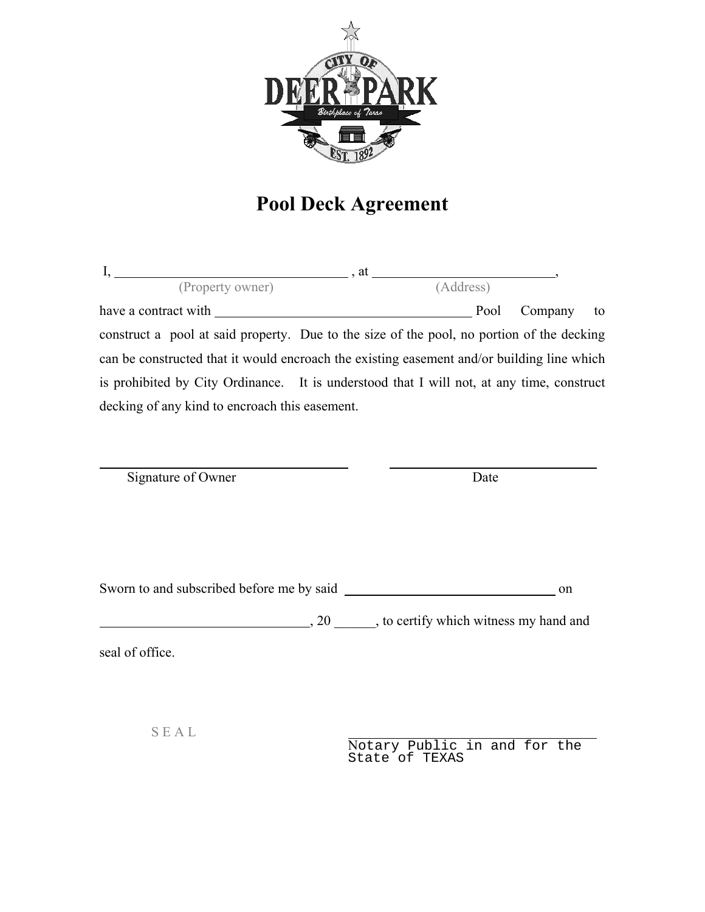# Pool Deck Agreement

I, ______________________________ , at ______________________________,
(Property owner) (Address)

have a contract with ______________________________ Pool Company to construct a pool at said property. Due to the size of the pool, no portion of the decking can be constructed that it would encroach the existing easement and/or building line which is prohibited by City Ordinance. It is understood that I will not, at any time, construct decking of any kind to encroach this easement.

______________________________ ______________________________
Signature of Owner Date

Sworn to and subscribed before me by said ______________________________ on ______________________________, 20 ______, to certify which witness my hand and seal of office.

SEAL

______________________________
Notary Public in and for the State of TEXAS